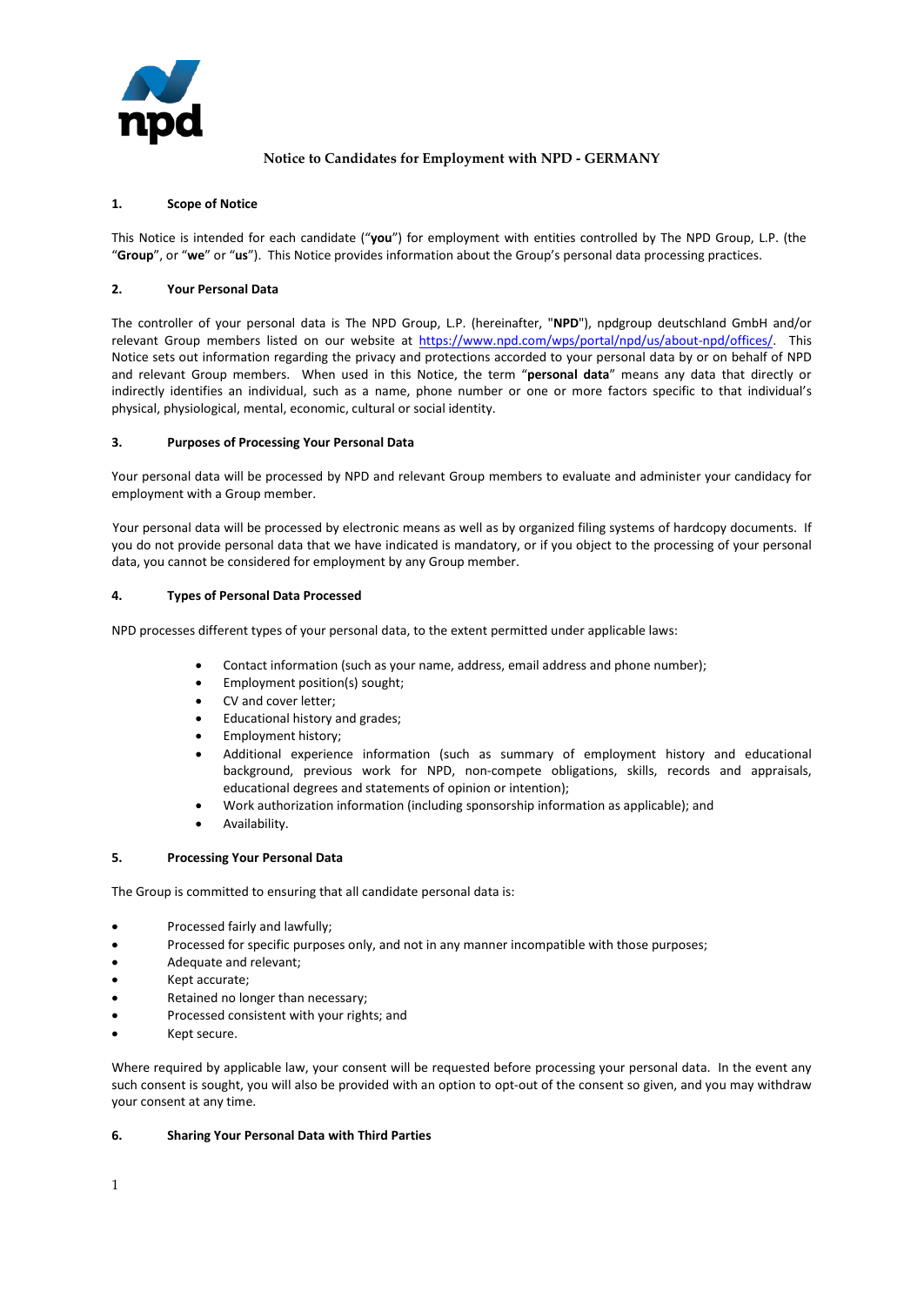# Notice to Candidates for Employment with NPD - GERMANY

## 1. Scope of Notice

This Notice is intended for each candidate ("**you**") for employment with entities controlled by The NPD Group, L.P. (the "**Group**", or "**we**" or "**us**"). This Notice provides information about the Group's personal data processing practices.

## 2. Your Personal Data

The controller of your personal data is The NPD Group, L.P. (hereinafter, "**NPD**"), npdgroup deutschland GmbH and/or relevant Group members listed on our website at https://www.npd.com/wps/portal/npd/us/about-npd/offices/. This Notice sets out information regarding the privacy and protections accorded to your personal data by or on behalf of NPD and relevant Group members. When used in this Notice, the term "**personal data**" means any data that directly or indirectly identifies an individual, such as a name, phone number or one or more factors specific to that individual's physical, physiological, mental, economic, cultural or social identity.

## 3. Purposes of Processing Your Personal Data

Your personal data will be processed by NPD and relevant Group members to evaluate and administer your candidacy for employment with a Group member.

Your personal data will be processed by electronic means as well as by organized filing systems of hardcopy documents. If you do not provide personal data that we have indicated is mandatory, or if you object to the processing of your personal data, you cannot be considered for employment by any Group member.

## 4. Types of Personal Data Processed

NPD processes different types of your personal data, to the extent permitted under applicable laws:

- Contact information (such as your name, address, email address and phone number);
- Employment position(s) sought;
- CV and cover letter;
- Educational history and grades;
- Employment history;
- Additional experience information (such as summary of employment history and educational background, previous work for NPD, non-compete obligations, skills, records and appraisals, educational degrees and statements of opinion or intention);
- Work authorization information (including sponsorship information as applicable); and
- Availability.

## 5. Processing Your Personal Data

The Group is committed to ensuring that all candidate personal data is:

- Processed fairly and lawfully;
- Processed for specific purposes only, and not in any manner incompatible with those purposes;
- Adequate and relevant;
- Kept accurate;
- Retained no longer than necessary;
- Processed consistent with your rights; and
- Kept secure.

Where required by applicable law, your consent will be requested before processing your personal data. In the event any such consent is sought, you will also be provided with an option to opt-out of the consent so given, and you may withdraw your consent at any time.

## 6. Sharing Your Personal Data with Third Parties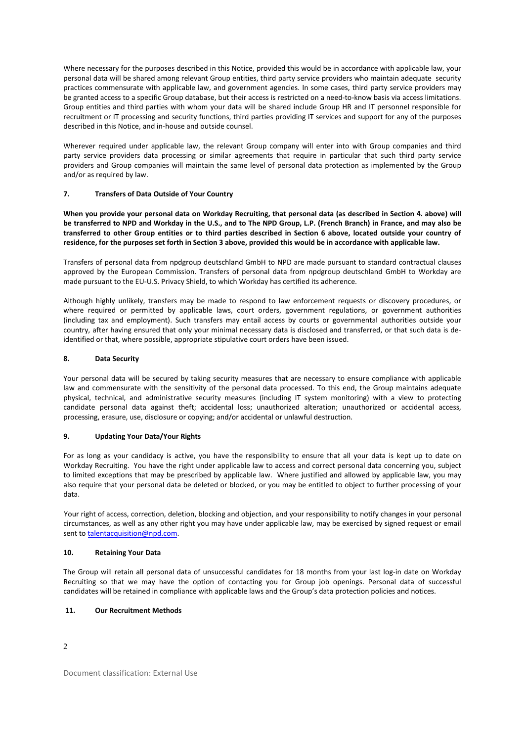Where necessary for the purposes described in this Notice, provided this would be in accordance with applicable law, your personal data will be shared among relevant Group entities, third party service providers who maintain adequate security practices commensurate with applicable law, and government agencies. In some cases, third party service providers may be granted access to a specific Group database, but their access is restricted on a need-to-know basis via access limitations. Group entities and third parties with whom your data will be shared include Group HR and IT personnel responsible for recruitment or IT processing and security functions, third parties providing IT services and support for any of the purposes described in this Notice, and in-house and outside counsel.

Wherever required under applicable law, the relevant Group company will enter into with Group companies and third party service providers data processing or similar agreements that require in particular that such third party service providers and Group companies will maintain the same level of personal data protection as implemented by the Group and/or as required by law.

## 7. Transfers of Data Outside of Your Country

**When you provide your personal data on Workday Recruiting, that personal data (as described in Section 4. above) will be transferred to NPD and Workday in the U.S., and to The NPD Group, L.P. (French Branch) in France, and may also be transferred to other Group entities or to third parties described in Section 6 above, located outside your country of residence, for the purposes set forth in Section 3 above, provided this would be in accordance with applicable law.**

Transfers of personal data from npdgroup deutschland GmbH to NPD are made pursuant to standard contractual clauses approved by the European Commission. Transfers of personal data from npdgroup deutschland GmbH to Workday are made pursuant to the EU-U.S. Privacy Shield, to which Workday has certified its adherence.

Although highly unlikely, transfers may be made to respond to law enforcement requests or discovery procedures, or where required or permitted by applicable laws, court orders, government regulations, or government authorities (including tax and employment). Such transfers may entail access by courts or governmental authorities outside your country, after having ensured that only your minimal necessary data is disclosed and transferred, or that such data is de-identified or that, where possible, appropriate stipulative court orders have been issued.

## 8. Data Security

Your personal data will be secured by taking security measures that are necessary to ensure compliance with applicable law and commensurate with the sensitivity of the personal data processed. To this end, the Group maintains adequate physical, technical, and administrative security measures (including IT system monitoring) with a view to protecting candidate personal data against theft; accidental loss; unauthorized alteration; unauthorized or accidental access, processing, erasure, use, disclosure or copying; and/or accidental or unlawful destruction.

## 9. Updating Your Data/Your Rights

For as long as your candidacy is active, you have the responsibility to ensure that all your data is kept up to date on Workday Recruiting. You have the right under applicable law to access and correct personal data concerning you, subject to limited exceptions that may be prescribed by applicable law. Where justified and allowed by applicable law, you may also require that your personal data be deleted or blocked, or you may be entitled to object to further processing of your data.

Your right of access, correction, deletion, blocking and objection, and your responsibility to notify changes in your personal circumstances, as well as any other right you may have under applicable law, may be exercised by signed request or email sent to talentacquisition@npd.com.

## 10. Retaining Your Data

The Group will retain all personal data of unsuccessful candidates for 18 months from your last log-in date on Workday Recruiting so that we may have the option of contacting you for Group job openings. Personal data of successful candidates will be retained in compliance with applicable laws and the Group's data protection policies and notices.

## 11. Our Recruitment Methods

Document classification: External Use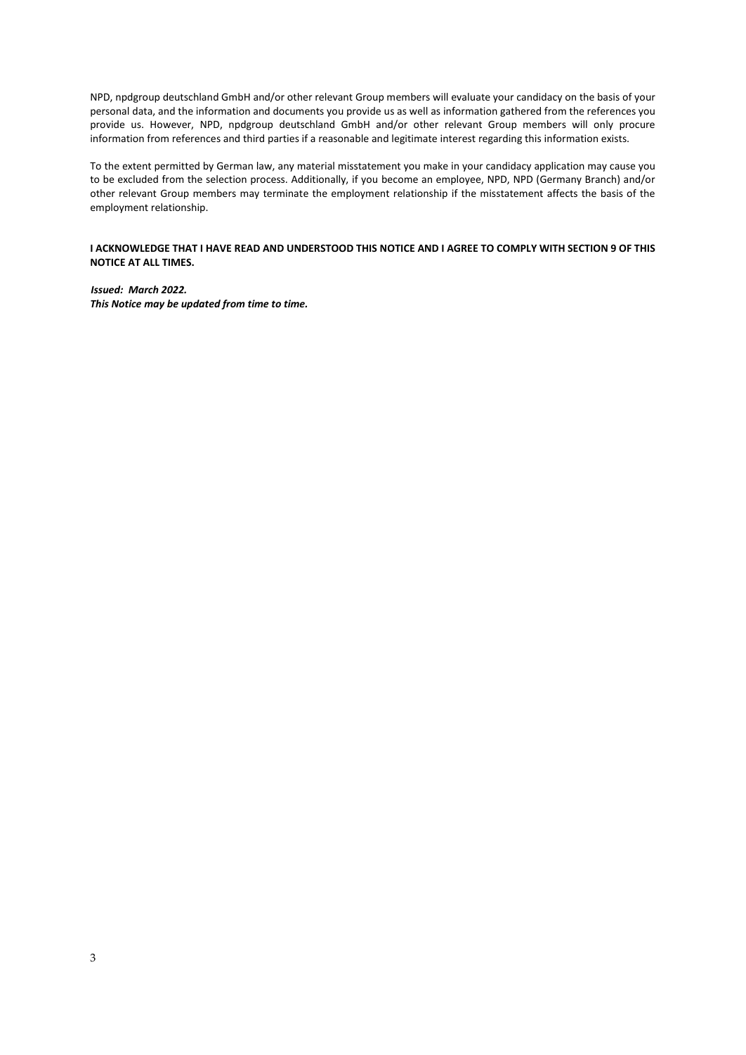NPD, npdgroup deutschland GmbH and/or other relevant Group members will evaluate your candidacy on the basis of your personal data, and the information and documents you provide us as well as information gathered from the references you provide us. However, NPD, npdgroup deutschland GmbH and/or other relevant Group members will only procure information from references and third parties if a reasonable and legitimate interest regarding this information exists.

To the extent permitted by German law, any material misstatement you make in your candidacy application may cause you to be excluded from the selection process. Additionally, if you become an employee, NPD, NPD (Germany Branch) and/or other relevant Group members may terminate the employment relationship if the misstatement affects the basis of the employment relationship.

**I ACKNOWLEDGE THAT I HAVE READ AND UNDERSTOOD THIS NOTICE AND I AGREE TO COMPLY WITH SECTION 9 OF THIS NOTICE AT ALL TIMES.**

***Issued: March 2022.***
***This Notice may be updated from time to time.***